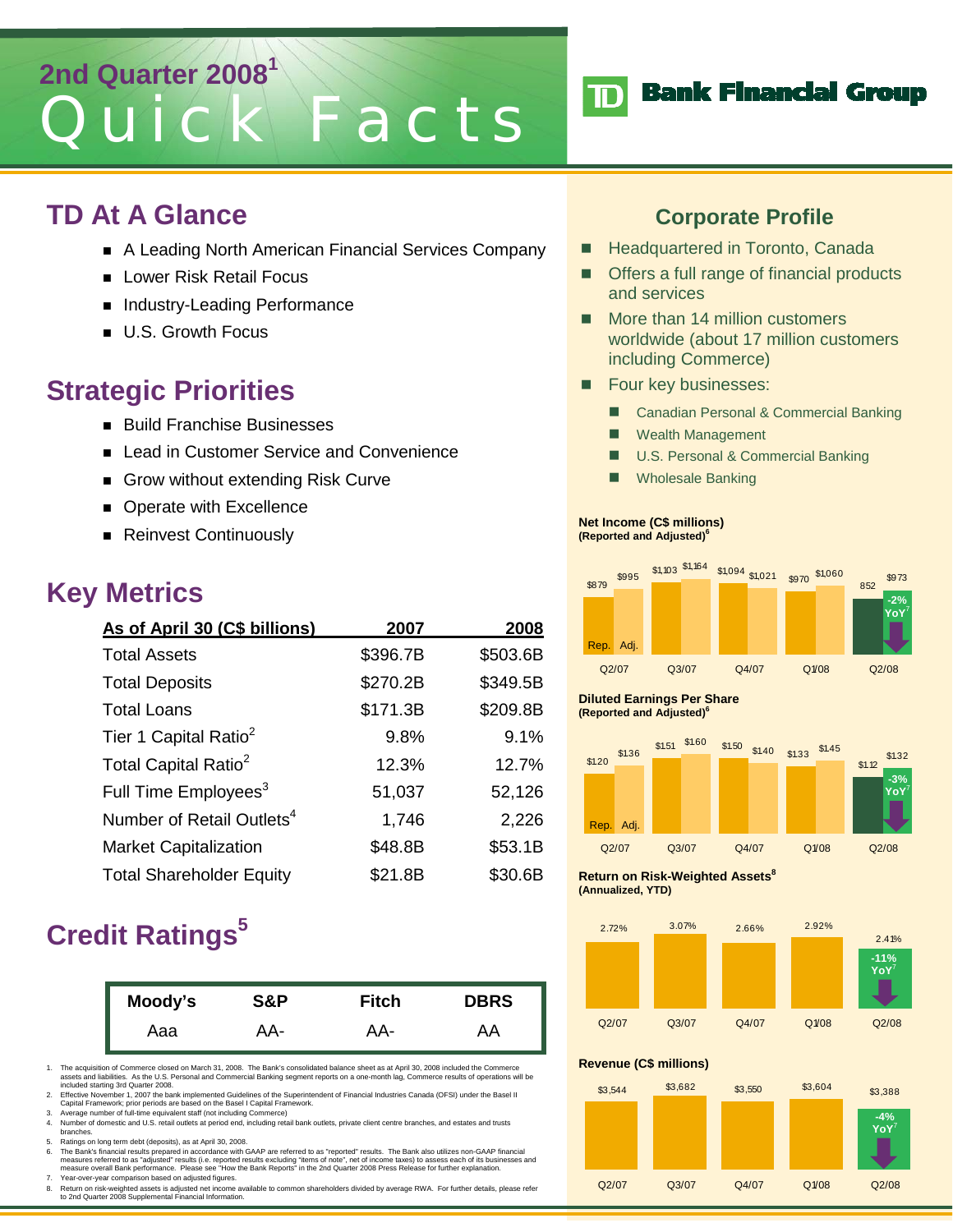# 2nd Quarter 2008[1] Quick Facts

TD Bank Financial Group

## TD At A Glance

- A Leading North American Financial Services Company
- Lower Risk Retail Focus
- Industry-Leading Performance
- U.S. Growth Focus

## Strategic Priorities

- Build Franchise Businesses
- Lead in Customer Service and Convenience
- Grow without extending Risk Curve
- Operate with Excellence
- Reinvest Continuously

## Key Metrics

| As of April 30 (C$ billions) | 2007 | 2008 |
|---|---|---|
| Total Assets | $396.7B | $503.6B |
| Total Deposits | $270.2B | $349.5B |
| Total Loans | $171.3B | $209.8B |
| Tier 1 Capital Ratio[2] | 9.8% | 9.1% |
| Total Capital Ratio[2] | 12.3% | 12.7% |
| Full Time Employees[3] | 51,037 | 52,126 |
| Number of Retail Outlets[4] | 1,746 | 2,226 |
| Market Capitalization | $48.8B | $53.1B |
| Total Shareholder Equity | $21.8B | $30.6B |

## Credit Ratings[5]

| Moody's | S&P | Fitch | DBRS |
|---|---|---|---|
| Aaa | AA- | AA- | AA |

1. The acquisition of Commerce closed on March 31, 2008. The Bank's consolidated balance sheet as at April 30, 2008 included the Commerce assets and liabilities. As the U.S. Personal and Commercial Banking segment reports on a one-month lag, Commerce results of operations will be included starting 3rd Quarter 2008.
2. Effective November 1, 2007 the bank implemented Guidelines of the Superintendent of Financial Institutions Canada (OFSI) under the Basel II Capital Framework; prior periods are based on the Basel I Capital Framework.
3. Average number of full-time equivalent staff (not including Commerce)
4. Number of domestic and U.S. retail outlets at period end, including retail bank outlets, private client centre branches, and estates and trusts branches.
5. Ratings on long term debt (deposits), as at April 30, 2008.
6. The Bank's financial results prepared in accordance with GAAP are referred to as "reported" results. The Bank also utilizes non-GAAP financial measures referred to as "adjusted" results (i.e. reported results excluding "items of note", net of income taxes) to assess each of its businesses and measure overall Bank performance. Please see "How the Bank Reports" in the 2nd Quarter 2008 Press Release for further explanation.
7. Year-over-year comparison based on adjusted figures.
8. Return on risk-weighted assets is adjusted net income available to common shareholders divided by average RWA. For further details, please refer to 2nd Quarter 2008 Supplemental Financial Information.

## Corporate Profile

- Headquartered in Toronto, Canada
- Offers a full range of financial products and services
- More than 14 million customers worldwide (about 17 million customers including Commerce)
- Four key businesses:
  - Canadian Personal & Commercial Banking
  - Wealth Management
  - U.S. Personal & Commercial Banking
  - Wholesale Banking

**Net Income (C$ millions) (Reported and Adjusted)[6]**

| | Q2/07 | Q3/07 | Q4/07 | Q1/08 | Q2/08 |
|---|---|---|---|---|---|
| Rep. | $879 | $1,103 | $1,094 | $970 | 852 |
| Adj. | $995 | $1,164 | $1,021 | $1,060 | $973 |

Q2/08: -2% YoY[7]

**Diluted Earnings Per Share (Reported and Adjusted)[6]**

| | Q2/07 | Q3/07 | Q4/07 | Q1/08 | Q2/08 |
|---|---|---|---|---|---|
| Rep. | $1.20 | $1.51 | $1.50 | $1.33 | $1.12 |
| Adj. | $1.36 | $1.60 | $1.40 | $1.45 | $1.32 |

Q2/08: -3% YoY[7]

**Return on Risk-Weighted Assets[8] (Annualized, YTD)**

| Q2/07 | Q3/07 | Q4/07 | Q1/08 | Q2/08 |
|---|---|---|---|---|
| 2.72% | 3.07% | 2.66% | 2.92% | 2.41% |

Q2/08: -11% YoY[7]

**Revenue (C$ millions)**

| Q2/07 | Q3/07 | Q4/07 | Q1/08 | Q2/08 |
|---|---|---|---|---|
| $3,544 | $3,682 | $3,550 | $3,604 | $3,388 |

Q2/08: -4% YoY[7]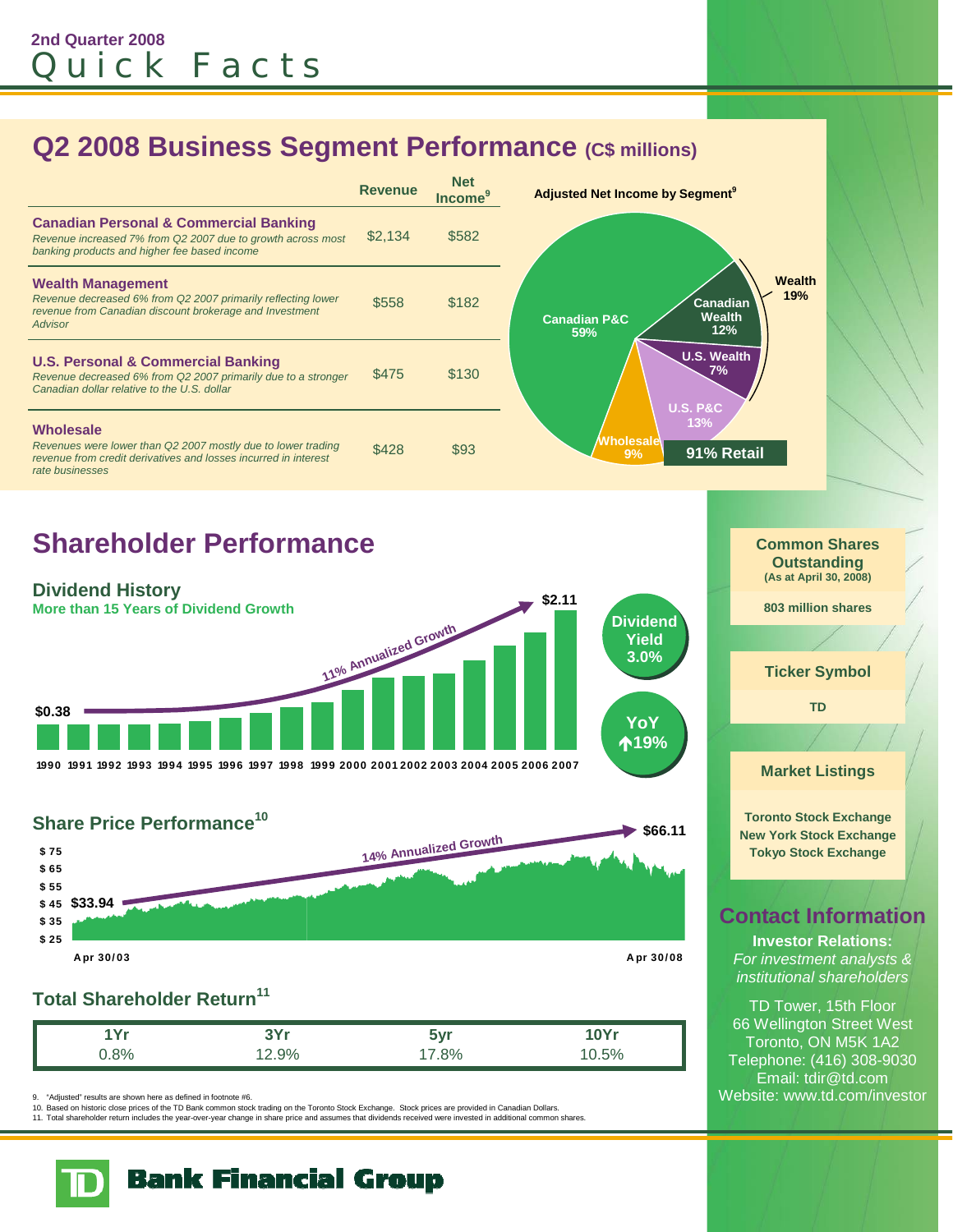2nd Quarter 2008

# Quick Facts

## Q2 2008 Business Segment Performance (C$ millions)

| | Revenue | Net Income[9] |
|---|---|---|
| **Canadian Personal & Commercial Banking** *Revenue increased 7% from Q2 2007 due to growth across most banking products and higher fee based income* | $2,134 | $582 |
| **Wealth Management** *Revenue decreased 6% from Q2 2007 primarily reflecting lower revenue from Canadian discount brokerage and Investment Advisor* | $558 | $182 |
| **U.S. Personal & Commercial Banking** *Revenue decreased 6% from Q2 2007 primarily due to a stronger Canadian dollar relative to the U.S. dollar* | $475 | $130 |
| **Wholesale** *Revenues were lower than Q2 2007 mostly due to lower trading revenue from credit derivatives and losses incurred in interest rate businesses* | $428 | $93 |

**Adjusted Net Income by Segment[9]**

Canadian P&C 59%
Canadian Wealth 12%
U.S. Wealth 7%
Wealth 19%
U.S. P&C 13%
Wholesale 9%
91% Retail

## Shareholder Performance

### Dividend History

More than 15 Years of Dividend Growth

$0.38
11% Annualized Growth
$2.11
1990 1991 1992 1993 1994 1995 1996 1997 1998 1999 2000 2001 2002 2003 2004 2005 2006 2007

Dividend Yield 3.0%

YoY ↑19%

### Share Price Performance[10]

$ 75
$ 65
$ 55
$ 45
$ 35
$ 25
$33.94
14% Annualized Growth
$66.11
Apr 30/03
Apr 30/08

### Total Shareholder Return[11]

| 1Yr | 3Yr | 5yr | 10Yr |
|---|---|---|---|
| 0.8% | 12.9% | 17.8% | 10.5% |

9. "Adjusted" results are shown here as defined in footnote #6.
10. Based on historic close prices of the TD Bank common stock trading on the Toronto Stock Exchange. Stock prices are provided in Canadian Dollars.
11. Total shareholder return includes the year-over-year change in share price and assumes that dividends received were invested in additional common shares.

**Common Shares Outstanding**
(As at April 30, 2008)

803 million shares

**Ticker Symbol**

TD

**Market Listings**

Toronto Stock Exchange
New York Stock Exchange
Tokyo Stock Exchange

## Contact Information

**Investor Relations:**
*For investment analysts & institutional shareholders*

TD Tower, 15th Floor
66 Wellington Street West
Toronto, ON M5K 1A2
Telephone: (416) 308-9030
Email: tdir@td.com
Website: www.td.com/investor

TD Bank Financial Group